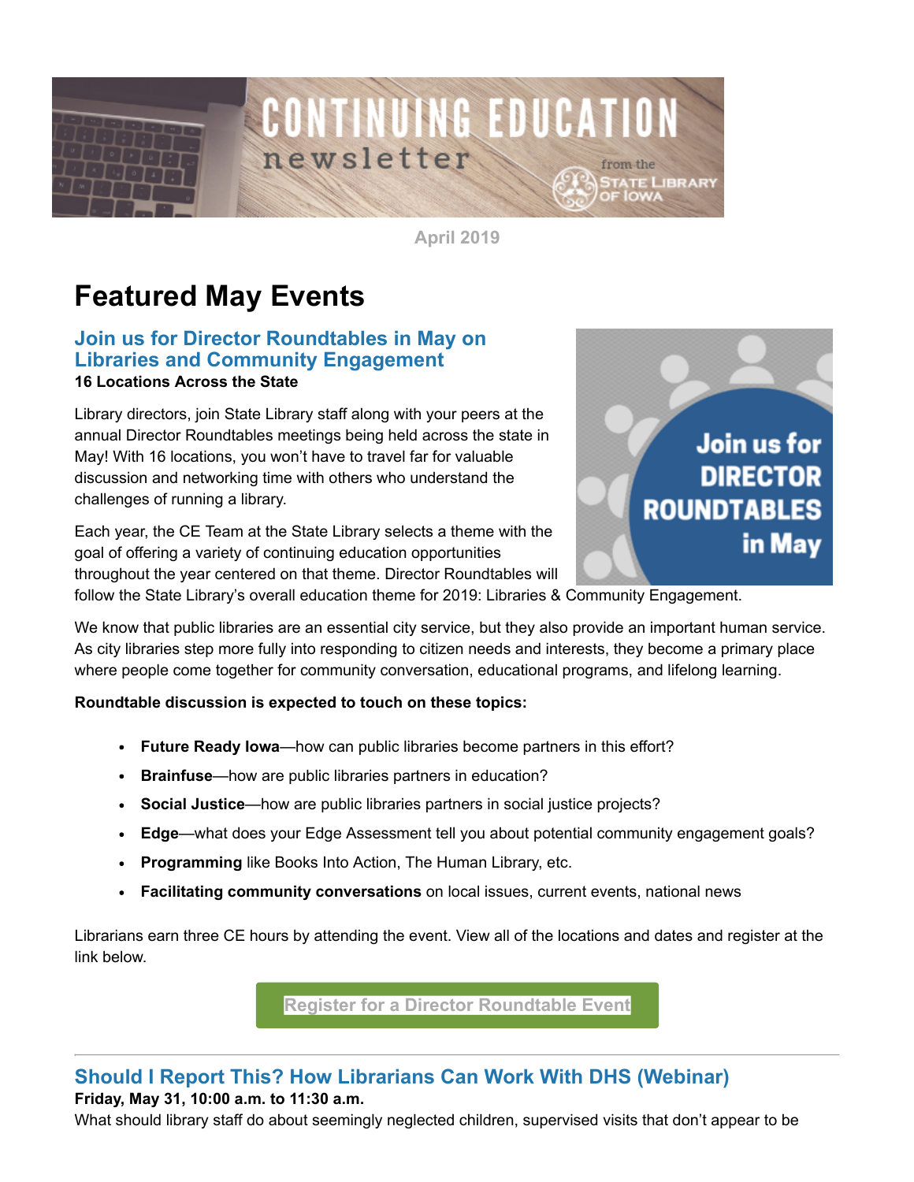# CONTINUING EDUCATION newsletter

from the State Library of Iowa

April 2019

# Featured May Events

### Join us for Director Roundtables in May on Libraries and Community Engagement

**16 Locations Across the State**

Library directors, join State Library staff along with your peers at the annual Director Roundtables meetings being held across the state in May! With 16 locations, you won't have to travel far for valuable discussion and networking time with others who understand the challenges of running a library.

Each year, the CE Team at the State Library selects a theme with the goal of offering a variety of continuing education opportunities throughout the year centered on that theme. Director Roundtables will follow the State Library's overall education theme for 2019: Libraries & Community Engagement.

We know that public libraries are an essential city service, but they also provide an important human service. As city libraries step more fully into responding to citizen needs and interests, they become a primary place where people come together for community conversation, educational programs, and lifelong learning.

**Roundtable discussion is expected to touch on these topics:**

- **Future Ready Iowa**—how can public libraries become partners in this effort?
- **Brainfuse**—how are public libraries partners in education?
- **Social Justice**—how are public libraries partners in social justice projects?
- **Edge**—what does your Edge Assessment tell you about potential community engagement goals?
- **Programming** like Books Into Action, The Human Library, etc.
- **Facilitating community conversations** on local issues, current events, national news

Librarians earn three CE hours by attending the event. View all of the locations and dates and register at the link below.

Register for a Director Roundtable Event

---

### Should I Report This? How Librarians Can Work With DHS (Webinar)

**Friday, May 31, 10:00 a.m. to 11:30 a.m.**

What should library staff do about seemingly neglected children, supervised visits that don't appear to be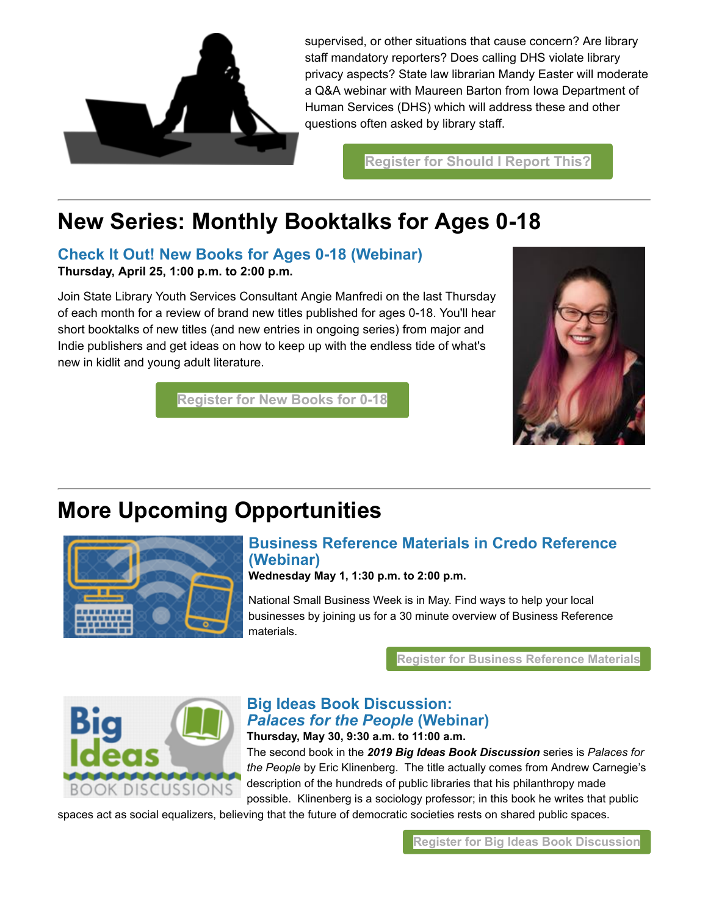supervised, or other situations that cause concern? Are library staff mandatory reporters? Does calling DHS violate library privacy aspects? State law librarian Mandy Easter will moderate a Q&A webinar with Maureen Barton from Iowa Department of Human Services (DHS) which will address these and other questions often asked by library staff.

Register for Should I Report This?

---

# New Series: Monthly Booktalks for Ages 0-18

### Check It Out! New Books for Ages 0-18 (Webinar)

**Thursday, April 25, 1:00 p.m. to 2:00 p.m.**

Join State Library Youth Services Consultant Angie Manfredi on the last Thursday of each month for a review of brand new titles published for ages 0-18. You'll hear short booktalks of new titles (and new entries in ongoing series) from major and Indie publishers and get ideas on how to keep up with the endless tide of what's new in kidlit and young adult literature.

Register for New Books for 0-18

---

# More Upcoming Opportunities

### Business Reference Materials in Credo Reference (Webinar)

**Wednesday May 1, 1:30 p.m. to 2:00 p.m.**

National Small Business Week is in May. Find ways to help your local businesses by joining us for a 30 minute overview of Business Reference materials.

Register for Business Reference Materials

### Big Ideas Book Discussion: *Palaces for the People* (Webinar)

**Thursday, May 30, 9:30 a.m. to 11:00 a.m.**

The second book in the ***2019 Big Ideas Book Discussion*** series is *Palaces for the People* by Eric Klinenberg. The title actually comes from Andrew Carnegie's description of the hundreds of public libraries that his philanthropy made possible. Klinenberg is a sociology professor; in this book he writes that public spaces act as social equalizers, believing that the future of democratic societies rests on shared public spaces.

Register for Big Ideas Book Discussion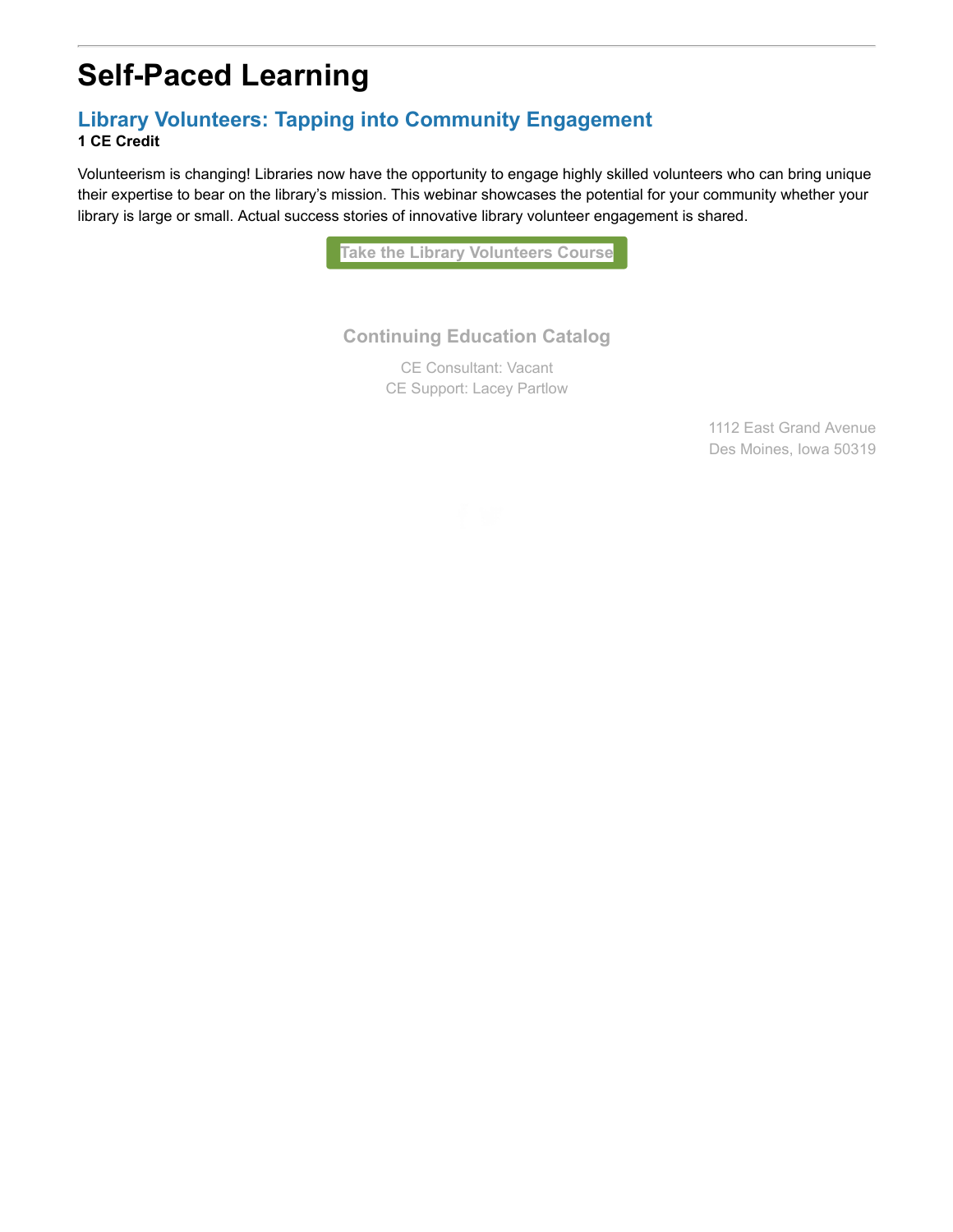# Self-Paced Learning

## Library Volunteers: Tapping into Community Engagement

**1 CE Credit**

Volunteerism is changing! Libraries now have the opportunity to engage highly skilled volunteers who can bring unique their expertise to bear on the library's mission. This webinar showcases the potential for your community whether your library is large or small. Actual success stories of innovative library volunteer engagement is shared.

**Take the Library Volunteers Course**

**Continuing Education Catalog**

CE Consultant: Vacant
CE Support: Lacey Partlow

1112 East Grand Avenue
Des Moines, Iowa 50319